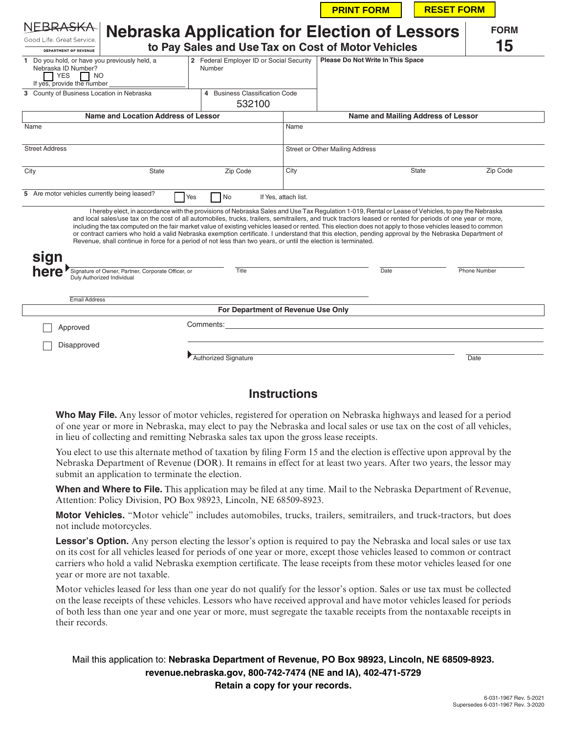PRINT FORM RESET FORM

NEBRASKA
Good Life. Great Service.
DEPARTMENT OF REVENUE

# Nebraska Application for Election of Lessors to Pay Sales and Use Tax on Cost of Motor Vehicles

**FORM 15**

1 Do you hold, or have you previously held, a Nebraska ID Number? ☐ YES ☐ NO
If yes, provide the number

2 Federal Employer ID or Social Security Number

Please Do Not Write In This Space

3 County of Business Location in Nebraska

4 Business Classification Code
532100

| Name and Location Address of Lessor | | | Name and Mailing Address of Lessor | | |
|---|---|---|---|---|---|
| Name | | | Name | | |
| Street Address | | | Street or Other Mailing Address | | |
| City | State | Zip Code | City | State | Zip Code |

5 Are motor vehicles currently being leased? ☐ Yes ☐ No If Yes, attach list.

I hereby elect, in accordance with the provisions of Nebraska Sales and Use Tax Regulation 1-019, Rental or Lease of Vehicles, to pay the Nebraska and local sales/use tax on the cost of all automobiles, trucks, trailers, semitrailers, and truck tractors leased or rented for periods of one year or more, including the tax computed on the fair market value of existing vehicles leased or rented. This election does not apply to those vehicles leased to common or contract carriers who hold a valid Nebraska exemption certificate. I understand that this election, pending approval by the Nebraska Department of Revenue, shall continue in force for a period of not less than two years, or until the election is terminated.

**sign here**

Signature of Owner, Partner, Corporate Officer, or Duly Authorized Individual | Title | Date | Phone Number

Email Address

**For Department of Revenue Use Only**

☐ Approved

☐ Disapproved

Comments:

Authorized Signature | Date

## Instructions

**Who May File.** Any lessor of motor vehicles, registered for operation on Nebraska highways and leased for a period of one year or more in Nebraska, may elect to pay the Nebraska and local sales or use tax on the cost of all vehicles, in lieu of collecting and remitting Nebraska sales tax upon the gross lease receipts.

You elect to use this alternate method of taxation by filing Form 15 and the election is effective upon approval by the Nebraska Department of Revenue (DOR). It remains in effect for at least two years. After two years, the lessor may submit an application to terminate the election.

**When and Where to File.** This application may be filed at any time. Mail to the Nebraska Department of Revenue, Attention: Policy Division, PO Box 98923, Lincoln, NE 68509-8923.

**Motor Vehicles.** "Motor vehicle" includes automobiles, trucks, trailers, semitrailers, and truck-tractors, but does not include motorcycles.

**Lessor's Option.** Any person electing the lessor's option is required to pay the Nebraska and local sales or use tax on its cost for all vehicles leased for periods of one year or more, except those vehicles leased to common or contract carriers who hold a valid Nebraska exemption certificate. The lease receipts from these motor vehicles leased for one year or more are not taxable.

Motor vehicles leased for less than one year do not qualify for the lessor's option. Sales or use tax must be collected on the lease receipts of these vehicles. Lessors who have received approval and have motor vehicles leased for periods of both less than one year and one year or more, must segregate the taxable receipts from the nontaxable receipts in their records.

Mail this application to: **Nebraska Department of Revenue, PO Box 98923, Lincoln, NE 68509-8923.**

**revenue.nebraska.gov, 800-742-7474 (NE and IA), 402-471-5729**

**Retain a copy for your records.**

6-031-1967 Rev. 5-2021
Supersedes 6-031-1967 Rev. 3-2020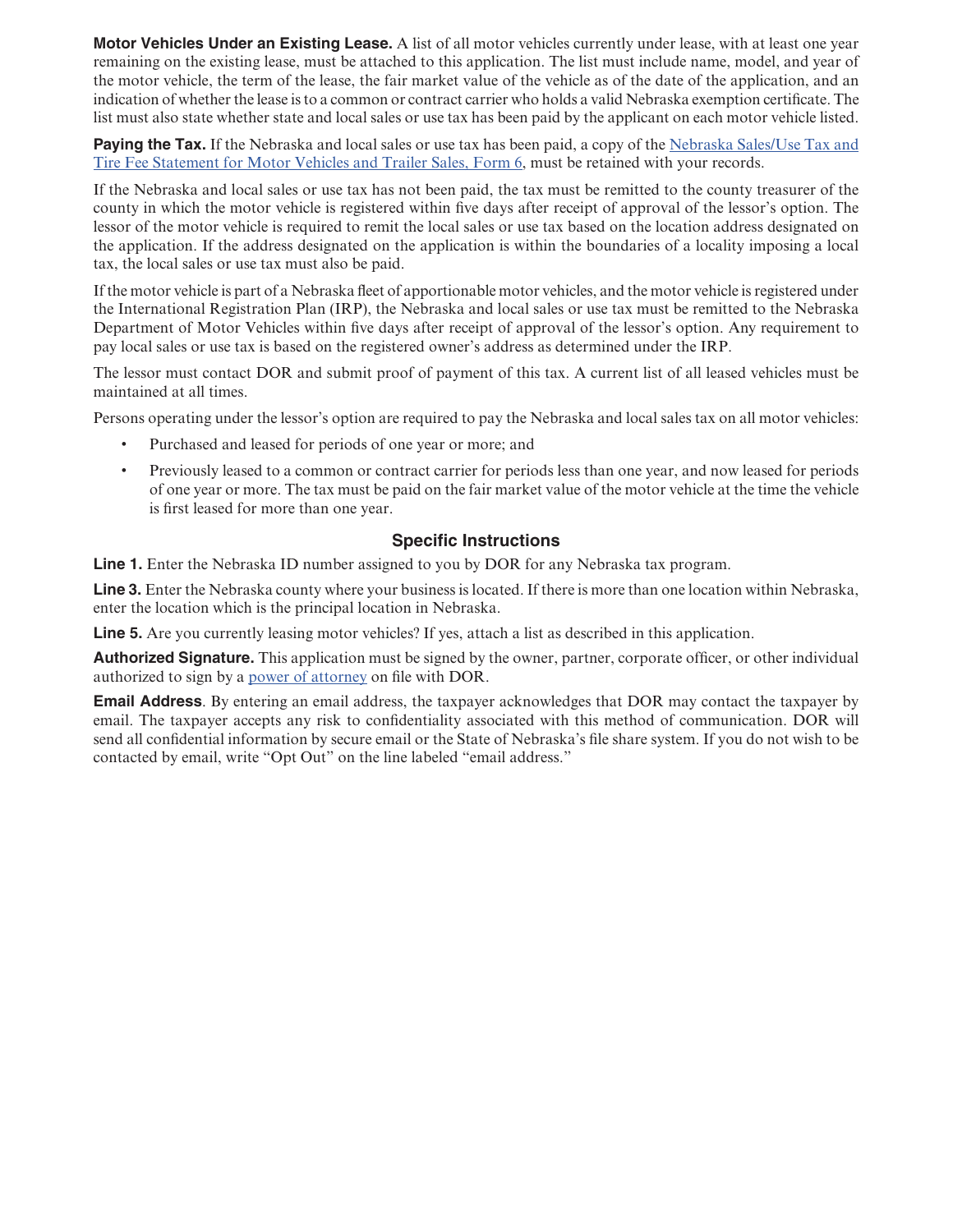**Motor Vehicles Under an Existing Lease.** A list of all motor vehicles currently under lease, with at least one year remaining on the existing lease, must be attached to this application. The list must include name, model, and year of the motor vehicle, the term of the lease, the fair market value of the vehicle as of the date of the application, and an indication of whether the lease is to a common or contract carrier who holds a valid Nebraska exemption certificate. The list must also state whether state and local sales or use tax has been paid by the applicant on each motor vehicle listed.

**Paying the Tax.** If the Nebraska and local sales or use tax has been paid, a copy of the Nebraska Sales/Use Tax and Tire Fee Statement for Motor Vehicles and Trailer Sales, Form 6, must be retained with your records.

If the Nebraska and local sales or use tax has not been paid, the tax must be remitted to the county treasurer of the county in which the motor vehicle is registered within five days after receipt of approval of the lessor's option. The lessor of the motor vehicle is required to remit the local sales or use tax based on the location address designated on the application. If the address designated on the application is within the boundaries of a locality imposing a local tax, the local sales or use tax must also be paid.

If the motor vehicle is part of a Nebraska fleet of apportionable motor vehicles, and the motor vehicle is registered under the International Registration Plan (IRP), the Nebraska and local sales or use tax must be remitted to the Nebraska Department of Motor Vehicles within five days after receipt of approval of the lessor's option. Any requirement to pay local sales or use tax is based on the registered owner's address as determined under the IRP.

The lessor must contact DOR and submit proof of payment of this tax. A current list of all leased vehicles must be maintained at all times.

Persons operating under the lessor's option are required to pay the Nebraska and local sales tax on all motor vehicles:

- Purchased and leased for periods of one year or more; and
- Previously leased to a common or contract carrier for periods less than one year, and now leased for periods of one year or more. The tax must be paid on the fair market value of the motor vehicle at the time the vehicle is first leased for more than one year.

## Specific Instructions

**Line 1.** Enter the Nebraska ID number assigned to you by DOR for any Nebraska tax program.

**Line 3.** Enter the Nebraska county where your business is located. If there is more than one location within Nebraska, enter the location which is the principal location in Nebraska.

**Line 5.** Are you currently leasing motor vehicles? If yes, attach a list as described in this application.

**Authorized Signature.** This application must be signed by the owner, partner, corporate officer, or other individual authorized to sign by a power of attorney on file with DOR.

**Email Address**. By entering an email address, the taxpayer acknowledges that DOR may contact the taxpayer by email. The taxpayer accepts any risk to confidentiality associated with this method of communication. DOR will send all confidential information by secure email or the State of Nebraska's file share system. If you do not wish to be contacted by email, write "Opt Out" on the line labeled "email address."